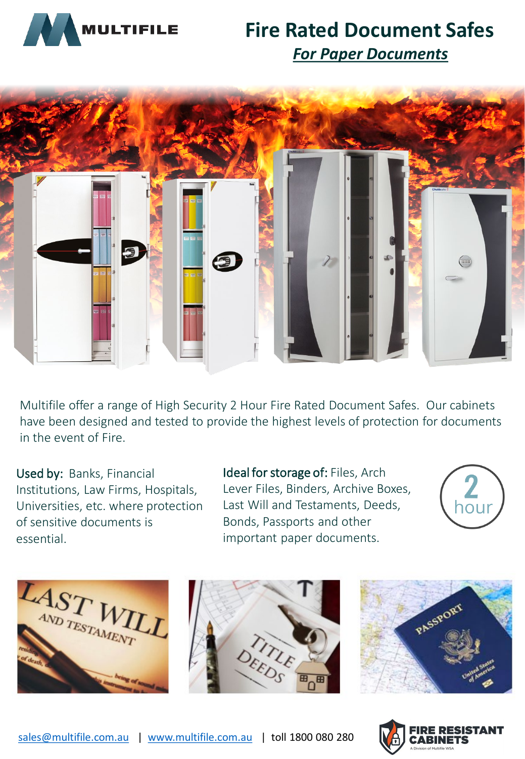MULTIFILE

# Fire Rated Document Safes

## *For Paper Documents*

Multifile offer a range of High Security 2 Hour Fire Rated Document Safes. Our cabinets have been designed and tested to provide the highest levels of protection for documents in the event of Fire.

Used by: Banks, Financial Institutions, Law Firms, Hospitals, Universities, etc. where protection of sensitive documents is essential.

Ideal for storage of: Files, Arch Lever Files, Binders, Archive Boxes, Last Will and Testaments, Deeds, Bonds, Passports and other important paper documents.

2 hour

sales@multifile.com.au | www.multifile.com.au | toll 1800 080 280

FIRE RESISTANT CABINETS
A Division of Multifile WSA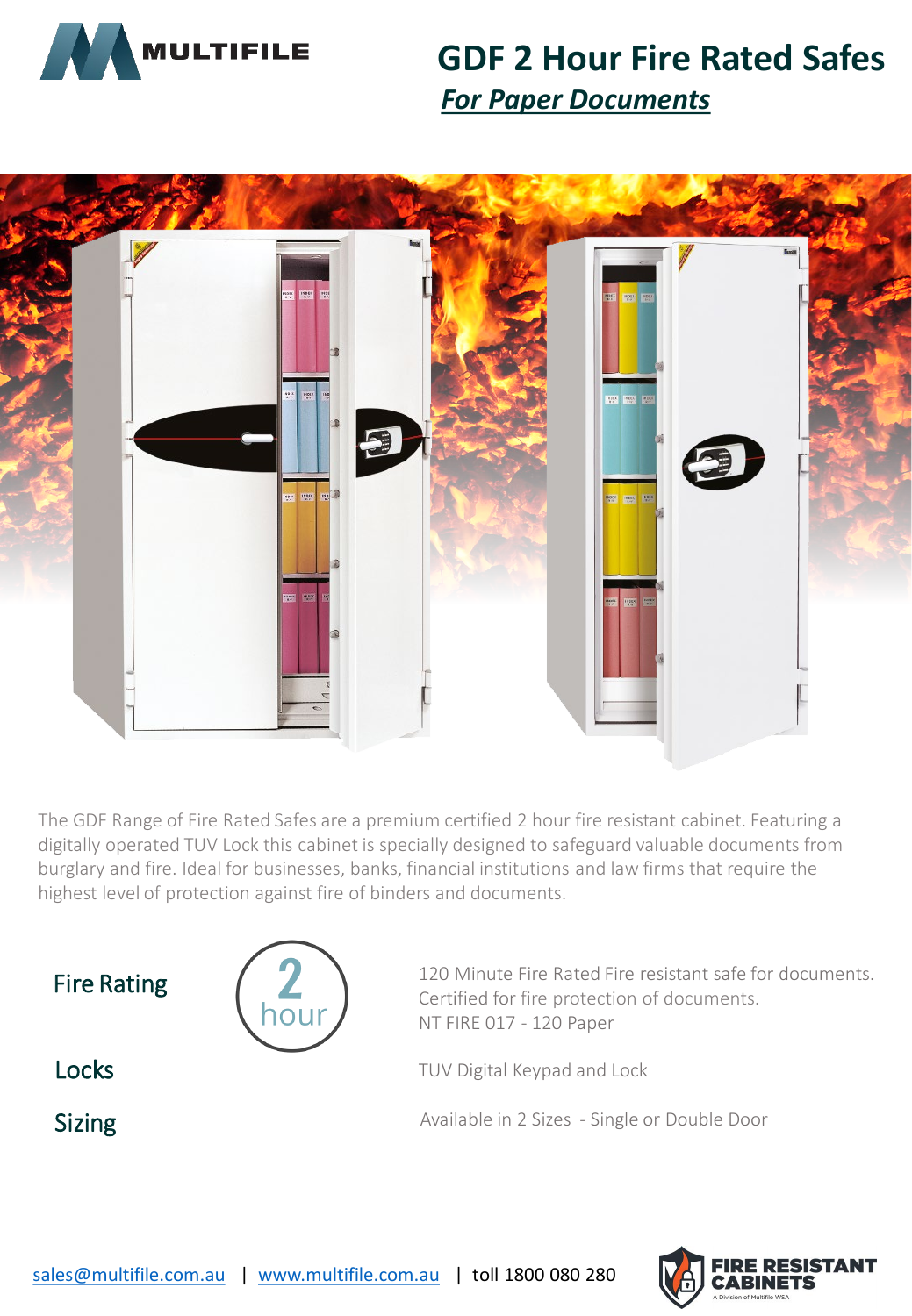MULTIFILE

# GDF 2 Hour Fire Rated Safes

## *For Paper Documents*

The GDF Range of Fire Rated Safes are a premium certified 2 hour fire resistant cabinet. Featuring a digitally operated TUV Lock this cabinet is specially designed to safeguard valuable documents from burglary and fire. Ideal for businesses, banks, financial institutions and law firms that require the highest level of protection against fire of binders and documents.

| | |
|---|---|
| **Fire Rating** (2 hour) | 120 Minute Fire Rated Fire resistant safe for documents. Certified for fire protection of documents. NT FIRE 017 - 120 Paper |
| **Locks** | TUV Digital Keypad and Lock |
| **Sizing** | Available in 2 Sizes - Single or Double Door |

sales@multifile.com.au | www.multifile.com.au | toll 1800 080 280

FIRE RESISTANT CABINETS
A Division of Multifile WSA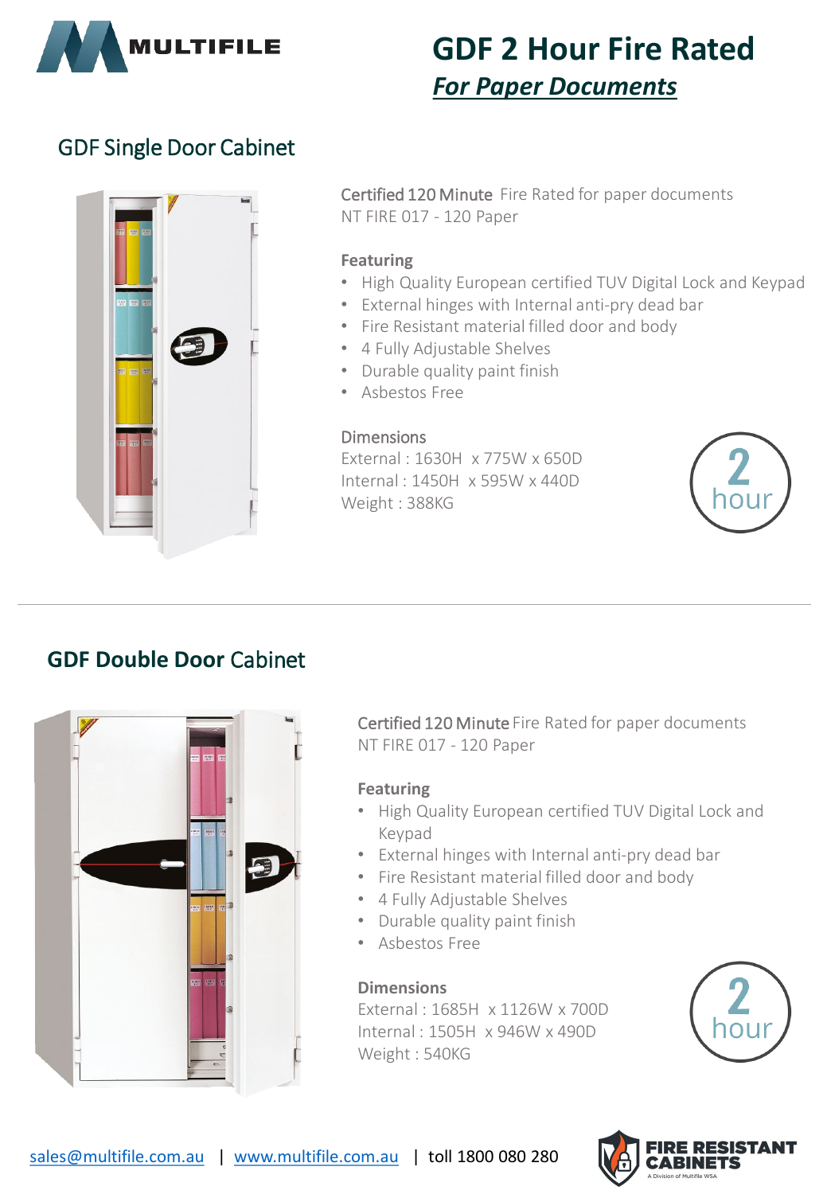# GDF 2 Hour Fire Rated

***For Paper Documents***

## GDF Single Door Cabinet

Certified 120 Minute Fire Rated for paper documents
NT FIRE 017 - 120 Paper

**Featuring**

- High Quality European certified TUV Digital Lock and Keypad
- External hinges with Internal anti-pry dead bar
- Fire Resistant material filled door and body
- 4 Fully Adjustable Shelves
- Durable quality paint finish
- Asbestos Free

Dimensions

External : 1630H x 775W x 650D
Internal : 1450H x 595W x 440D
Weight : 388KG

2 hour

## GDF Double Door Cabinet

Certified 120 Minute Fire Rated for paper documents
NT FIRE 017 - 120 Paper

**Featuring**

- High Quality European certified TUV Digital Lock and Keypad
- External hinges with Internal anti-pry dead bar
- Fire Resistant material filled door and body
- 4 Fully Adjustable Shelves
- Durable quality paint finish
- Asbestos Free

**Dimensions**

External : 1685H x 1126W x 700D
Internal : 1505H x 946W x 490D
Weight : 540KG

2 hour

sales@multifile.com.au | www.multifile.com.au | toll 1800 080 280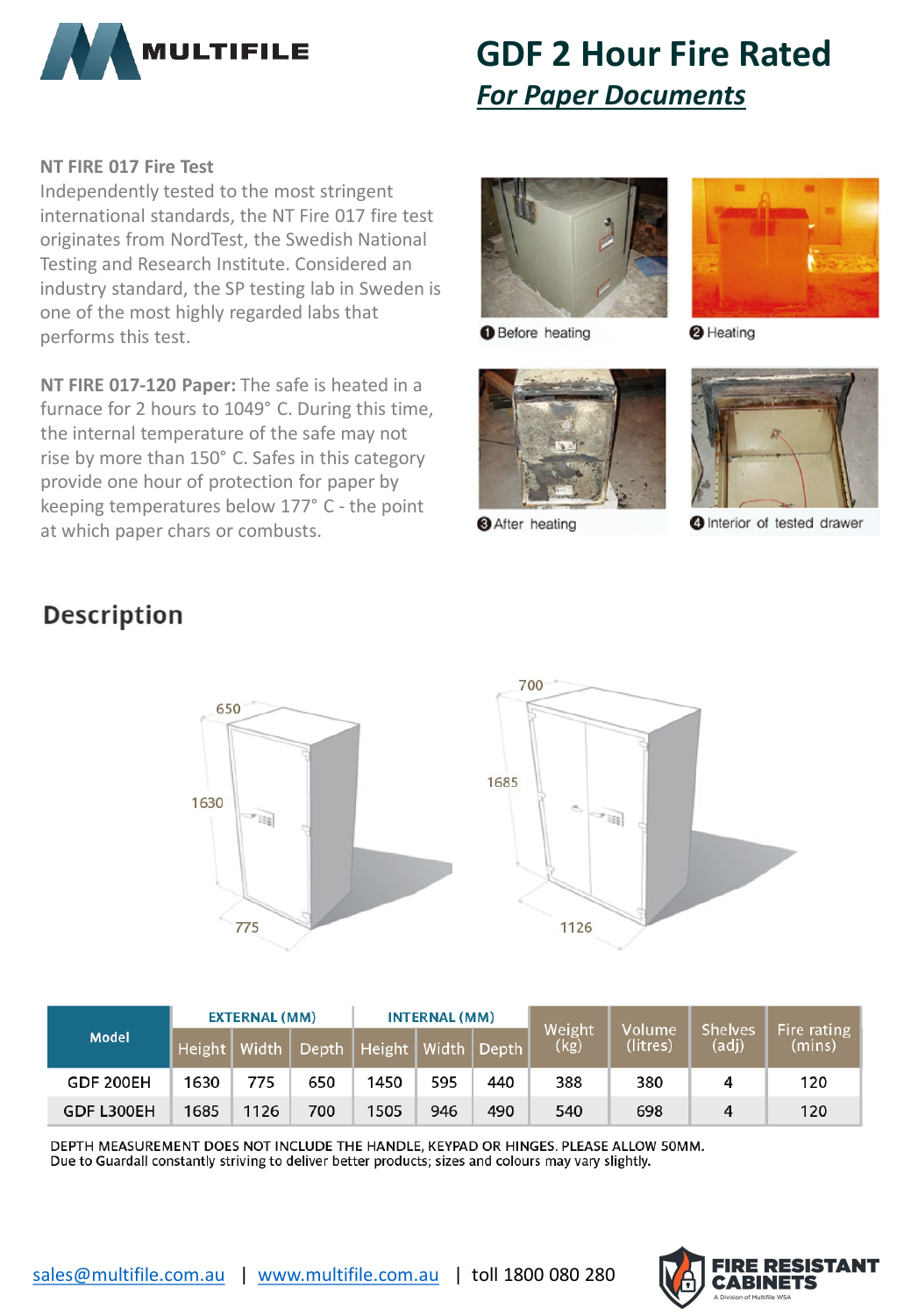# GDF 2 Hour Fire Rated

## *For Paper Documents*

**NT FIRE 017 Fire Test**

Independently tested to the most stringent international standards, the NT Fire 017 fire test originates from NordTest, the Swedish National Testing and Research Institute. Considered an industry standard, the SP testing lab in Sweden is one of the most highly regarded labs that performs this test.

**NT FIRE 017-120 Paper:** The safe is heated in a furnace for 2 hours to 1049° C. During this time, the internal temperature of the safe may not rise by more than 150° C. Safes in this category provide one hour of protection for paper by keeping temperatures below 177° C - the point at which paper chars or combusts.

❶ Before heating

❷ Heating

❸ After heating

❹ Interior of tested drawer

## Description

650
1630
775

700
1685
1126

| Model | EXTERNAL (MM) | | | INTERNAL (MM) | | | Weight (kg) | Volume (litres) | Shelves (adj) | Fire rating (mins) |
|---|---|---|---|---|---|---|---|---|---|---|
| | Height | Width | Depth | Height | Width | Depth | | | | |
| GDF 200EH | 1630 | 775 | 650 | 1450 | 595 | 440 | 388 | 380 | 4 | 120 |
| GDF L300EH | 1685 | 1126 | 700 | 1505 | 946 | 490 | 540 | 698 | 4 | 120 |

DEPTH MEASUREMENT DOES NOT INCLUDE THE HANDLE, KEYPAD OR HINGES. PLEASE ALLOW 50MM.
Due to Guardall constantly striving to deliver better products; sizes and colours may vary slightly.

sales@multifile.com.au | www.multifile.com.au | toll 1800 080 280

FIRE RESISTANT CABINETS
A Division of Multifile WSA